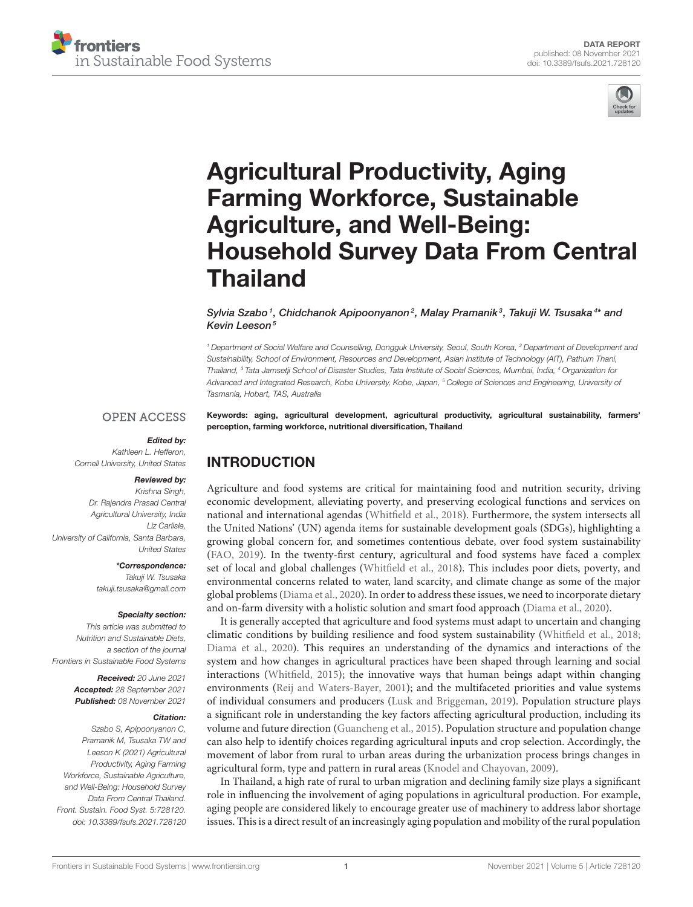DATA REPORT
published: 08 November 2021
doi: 10.3389/fsufs.2021.728120

# Agricultural Productivity, Aging Farming Workforce, Sustainable Agriculture, and Well-Being: Household Survey Data From Central Thailand

*Sylvia Szabo[1], Chidchanok Apipoonyanon[2], Malay Pramanik[3], Takuji W. Tsusaka[4]\* and Kevin Leeson[5]*

[1] Department of Social Welfare and Counselling, Dongguk University, Seoul, South Korea, [2] Department of Development and Sustainability, School of Environment, Resources and Development, Asian Institute of Technology (AIT), Pathum Thani, Thailand, [3] Tata Jamsetji School of Disaster Studies, Tata Institute of Social Sciences, Mumbai, India, [4] Organization for Advanced and Integrated Research, Kobe University, Kobe, Japan, [5] College of Sciences and Engineering, University of Tasmania, Hobart, TAS, Australia

OPEN ACCESS

***Edited by:***
Kathleen L. Hefferon,
Cornell University, United States

***Reviewed by:***
Krishna Singh,
Dr. Rajendra Prasad Central Agricultural University, India
Liz Carlisle,
University of California, Santa Barbara, United States

***\*Correspondence:***
Takuji W. Tsusaka
takuji.tsusaka@gmail.com

***Specialty section:***
This article was submitted to Nutrition and Sustainable Diets, a section of the journal Frontiers in Sustainable Food Systems

***Received:*** 20 June 2021
***Accepted:*** 28 September 2021
***Published:*** 08 November 2021

***Citation:***
Szabo S, Apipoonyanon C, Pramanik M, Tsusaka TW and Leeson K (2021) Agricultural Productivity, Aging Farming Workforce, Sustainable Agriculture, and Well-Being: Household Survey Data From Central Thailand. Front. Sustain. Food Syst. 5:728120. doi: 10.3389/fsufs.2021.728120

**Keywords: aging, agricultural development, agricultural productivity, agricultural sustainability, farmers' perception, farming workforce, nutritional diversification, Thailand**

## INTRODUCTION

Agriculture and food systems are critical for maintaining food and nutrition security, driving economic development, alleviating poverty, and preserving ecological functions and services on national and international agendas (Whitfield et al., 2018). Furthermore, the system intersects all the United Nations' (UN) agenda items for sustainable development goals (SDGs), highlighting a growing global concern for, and sometimes contentious debate, over food system sustainability (FAO, 2019). In the twenty-first century, agricultural and food systems have faced a complex set of local and global challenges (Whitfield et al., 2018). This includes poor diets, poverty, and environmental concerns related to water, land scarcity, and climate change as some of the major global problems (Diama et al., 2020). In order to address these issues, we need to incorporate dietary and on-farm diversity with a holistic solution and smart food approach (Diama et al., 2020).

It is generally accepted that agriculture and food systems must adapt to uncertain and changing climatic conditions by building resilience and food system sustainability (Whitfield et al., 2018; Diama et al., 2020). This requires an understanding of the dynamics and interactions of the system and how changes in agricultural practices have been shaped through learning and social interactions (Whitfield, 2015); the innovative ways that human beings adapt within changing environments (Reij and Waters-Bayer, 2001); and the multifaceted priorities and value systems of individual consumers and producers (Lusk and Briggeman, 2019). Population structure plays a significant role in understanding the key factors affecting agricultural production, including its volume and future direction (Guancheng et al., 2015). Population structure and population change can also help to identify choices regarding agricultural inputs and crop selection. Accordingly, the movement of labor from rural to urban areas during the urbanization process brings changes in agricultural form, type and pattern in rural areas (Knodel and Chayovan, 2009).

In Thailand, a high rate of rural to urban migration and declining family size plays a significant role in influencing the involvement of aging populations in agricultural production. For example, aging people are considered likely to encourage greater use of machinery to address labor shortage issues. This is a direct result of an increasingly aging population and mobility of the rural population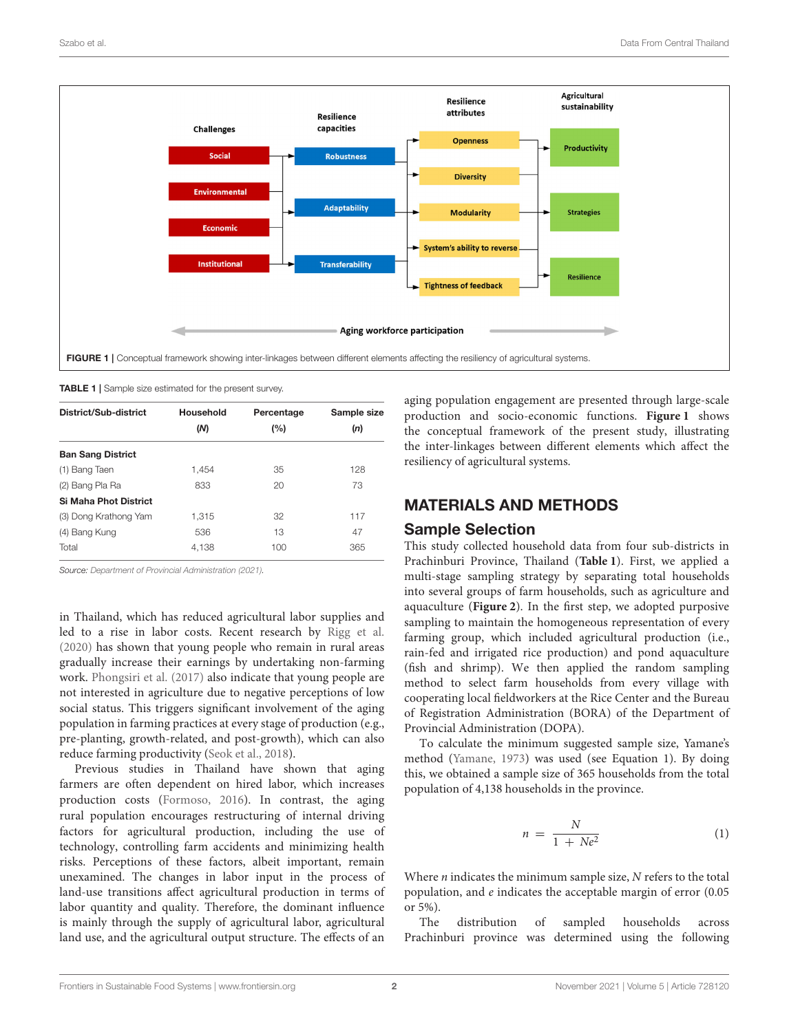Challenges

Social

Environmental

Economic

Institutional

Resilience capacities

Robustness

Adaptability

Transferability

Resilience attributes

Openness

Diversity

Modularity

System's ability to reverse

Tightness of feedback

Agricultural sustainability

Productivity

Strategies

Resilience

Aging workforce participation

**FIGURE 1** | Conceptual framework showing inter-linkages between different elements affecting the resiliency of agricultural systems.

**TABLE 1** | Sample size estimated for the present survey.

| District/Sub-district | Household (*N*) | Percentage (%) | Sample size (*n*) |
|---|---|---|---|
| **Ban Sang District** | | | |
| (1) Bang Taen | 1,454 | 35 | 128 |
| (2) Bang Pla Ra | 833 | 20 | 73 |
| **Si Maha Phot District** | | | |
| (3) Dong Krathong Yam | 1,315 | 32 | 117 |
| (4) Bang Kung | 536 | 13 | 47 |
| Total | 4,138 | 100 | 365 |

*Source:* Department of Provincial Administration (2021).

in Thailand, which has reduced agricultural labor supplies and led to a rise in labor costs. Recent research by Rigg et al. (2020) has shown that young people who remain in rural areas gradually increase their earnings by undertaking non-farming work. Phongsiri et al. (2017) also indicate that young people are not interested in agriculture due to negative perceptions of low social status. This triggers significant involvement of the aging population in farming practices at every stage of production (e.g., pre-planting, growth-related, and post-growth), which can also reduce farming productivity (Seok et al., 2018).

Previous studies in Thailand have shown that aging farmers are often dependent on hired labor, which increases production costs (Formoso, 2016). In contrast, the aging rural population encourages restructuring of internal driving factors for agricultural production, including the use of technology, controlling farm accidents and minimizing health risks. Perceptions of these factors, albeit important, remain unexamined. The changes in labor input in the process of land-use transitions affect agricultural production in terms of labor quantity and quality. Therefore, the dominant influence is mainly through the supply of agricultural labor, agricultural land use, and the agricultural output structure. The effects of an aging population engagement are presented through large-scale production and socio-economic functions. **Figure 1** shows the conceptual framework of the present study, illustrating the inter-linkages between different elements which affect the resiliency of agricultural systems.

## MATERIALS AND METHODS

### Sample Selection

This study collected household data from four sub-districts in Prachinburi Province, Thailand (**Table 1**). First, we applied a multi-stage sampling strategy by separating total households into several groups of farm households, such as agriculture and aquaculture (**Figure 2**). In the first step, we adopted purposive sampling to maintain the homogeneous representation of every farming group, which included agricultural production (i.e., rain-fed and irrigated rice production) and pond aquaculture (fish and shrimp). We then applied the random sampling method to select farm households from every village with cooperating local fieldworkers at the Rice Center and the Bureau of Registration Administration (BORA) of the Department of Provincial Administration (DOPA).

To calculate the minimum suggested sample size, Yamane's method (Yamane, 1973) was used (see Equation 1). By doing this, we obtained a sample size of 365 households from the total population of 4,138 households in the province.

$$n = \frac{N}{1 + Ne^2} \tag{1}$$

Where $n$ indicates the minimum sample size, $N$ refers to the total population, and $e$ indicates the acceptable margin of error (0.05 or 5%).

The distribution of sampled households across Prachinburi province was determined using the following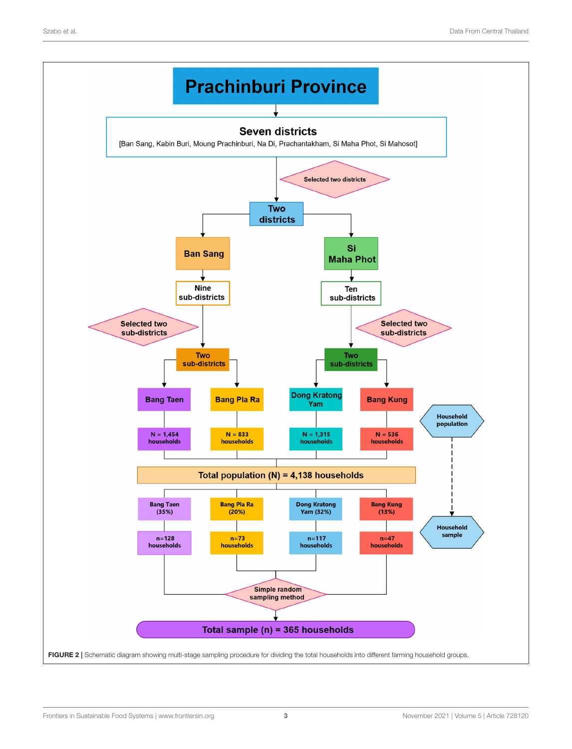Prachinburi Province

Seven districts

[Ban Sang, Kabin Buri, Moung Prachinburi, Na Di, Prachantakham, Si Maha Phot, Si Mahosot]

Selected two districts

Two districts

Ban Sang

Si Maha Phot

Nine sub-districts

Ten sub-districts

Selected two sub-districts

Selected two sub-districts

Two sub-districts

Two sub-districts

Bang Taen

Bang Pla Ra

Dong Kratong Yam

Bang Kung

Household population

N = 1,454 households

N = 833 households

N = 1,315 households

N = 536 households

Total population (N) = 4,138 households

Bang Taen (35%)

Bang Pla Ra (20%)

Dong Kratong Yam (32%)

Bang Kung (13%)

Household sample

n=128 households

n=73 households

n=117 households

n=47 households

Simple random sampling method

Total sample (n) = 365 households

**FIGURE 2 |** Schematic diagram showing multi-stage sampling procedure for dividing the total households into different farming household groups.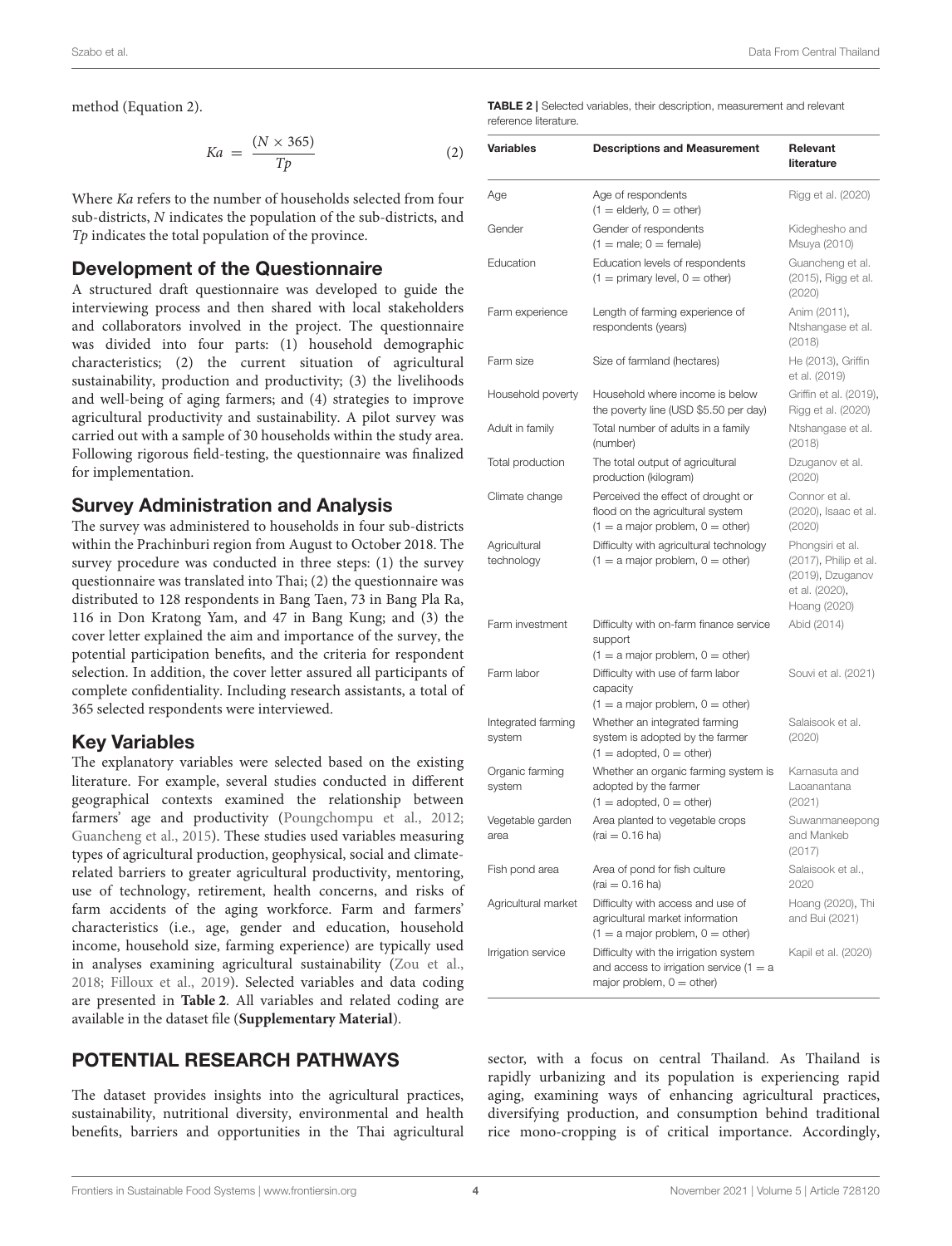method (Equation 2).

$$Ka = \frac{(N \times 365)}{Tp} \tag{2}$$

Where *Ka* refers to the number of households selected from four sub-districts, *N* indicates the population of the sub-districts, and *Tp* indicates the total population of the province.

## Development of the Questionnaire

A structured draft questionnaire was developed to guide the interviewing process and then shared with local stakeholders and collaborators involved in the project. The questionnaire was divided into four parts: (1) household demographic characteristics; (2) the current situation of agricultural sustainability, production and productivity; (3) the livelihoods and well-being of aging farmers; and (4) strategies to improve agricultural productivity and sustainability. A pilot survey was carried out with a sample of 30 households within the study area. Following rigorous field-testing, the questionnaire was finalized for implementation.

## Survey Administration and Analysis

The survey was administered to households in four sub-districts within the Prachinburi region from August to October 2018. The survey procedure was conducted in three steps: (1) the survey questionnaire was translated into Thai; (2) the questionnaire was distributed to 128 respondents in Bang Taen, 73 in Bang Pla Ra, 116 in Don Kratong Yam, and 47 in Bang Kung; and (3) the cover letter explained the aim and importance of the survey, the potential participation benefits, and the criteria for respondent selection. In addition, the cover letter assured all participants of complete confidentiality. Including research assistants, a total of 365 selected respondents were interviewed.

## Key Variables

The explanatory variables were selected based on the existing literature. For example, several studies conducted in different geographical contexts examined the relationship between farmers' age and productivity (Poungchompu et al., 2012; Guancheng et al., 2015). These studies used variables measuring types of agricultural production, geophysical, social and climate-related barriers to greater agricultural productivity, mentoring, use of technology, retirement, health concerns, and risks of farm accidents of the aging workforce. Farm and farmers' characteristics (i.e., age, gender and education, household income, household size, farming experience) are typically used in analyses examining agricultural sustainability (Zou et al., 2018; Filloux et al., 2019). Selected variables and data coding are presented in **Table 2**. All variables and related coding are available in the dataset file (**Supplementary Material**).

**TABLE 2** | Selected variables, their description, measurement and relevant reference literature.

| Variables | Descriptions and Measurement | Relevant literature |
|---|---|---|
| Age | Age of respondents (1 = elderly, 0 = other) | Rigg et al. (2020) |
| Gender | Gender of respondents (1 = male; 0 = female) | Kideghesho and Msuya (2010) |
| Education | Education levels of respondents (1 = primary level, 0 = other) | Guancheng et al. (2015), Rigg et al. (2020) |
| Farm experience | Length of farming experience of respondents (years) | Anim (2011), Ntshangase et al. (2018) |
| Farm size | Size of farmland (hectares) | He (2013), Griffin et al. (2019) |
| Household poverty | Household where income is below the poverty line (USD $5.50 per day) | Griffin et al. (2019), Rigg et al. (2020) |
| Adult in family | Total number of adults in a family (number) | Ntshangase et al. (2018) |
| Total production | The total output of agricultural production (kilogram) | Dzuganov et al. (2020) |
| Climate change | Perceived the effect of drought or flood on the agricultural system (1 = a major problem, 0 = other) | Connor et al. (2020), Isaac et al. (2020) |
| Agricultural technology | Difficulty with agricultural technology (1 = a major problem, 0 = other) | Phongsiri et al. (2017), Philip et al. (2019), Dzuganov et al. (2020), Hoang (2020) |
| Farm investment | Difficulty with on-farm finance service support (1 = a major problem, 0 = other) | Abid (2014) |
| Farm labor | Difficulty with use of farm labor capacity (1 = a major problem, 0 = other) | Souvi et al. (2021) |
| Integrated farming system | Whether an integrated farming system is adopted by the farmer (1 = adopted, 0 = other) | Salaisook et al. (2020) |
| Organic farming system | Whether an organic farming system is adopted by the farmer (1 = adopted, 0 = other) | Karnasuta and Laoanantana (2021) |
| Vegetable garden area | Area planted to vegetable crops (rai = 0.16 ha) | Suwanmaneepong and Mankeb (2017) |
| Fish pond area | Area of pond for fish culture (rai = 0.16 ha) | Salaisook et al., 2020 |
| Agricultural market | Difficulty with access and use of agricultural market information (1 = a major problem, 0 = other) | Hoang (2020), Thi and Bui (2021) |
| Irrigation service | Difficulty with the irrigation system and access to irrigation service (1 = a major problem, 0 = other) | Kapil et al. (2020) |

# POTENTIAL RESEARCH PATHWAYS

The dataset provides insights into the agricultural practices, sustainability, nutritional diversity, environmental and health benefits, barriers and opportunities in the Thai agricultural sector, with a focus on central Thailand. As Thailand is rapidly urbanizing and its population is experiencing rapid aging, examining ways of enhancing agricultural practices, diversifying production, and consumption behind traditional rice mono-cropping is of critical importance. Accordingly,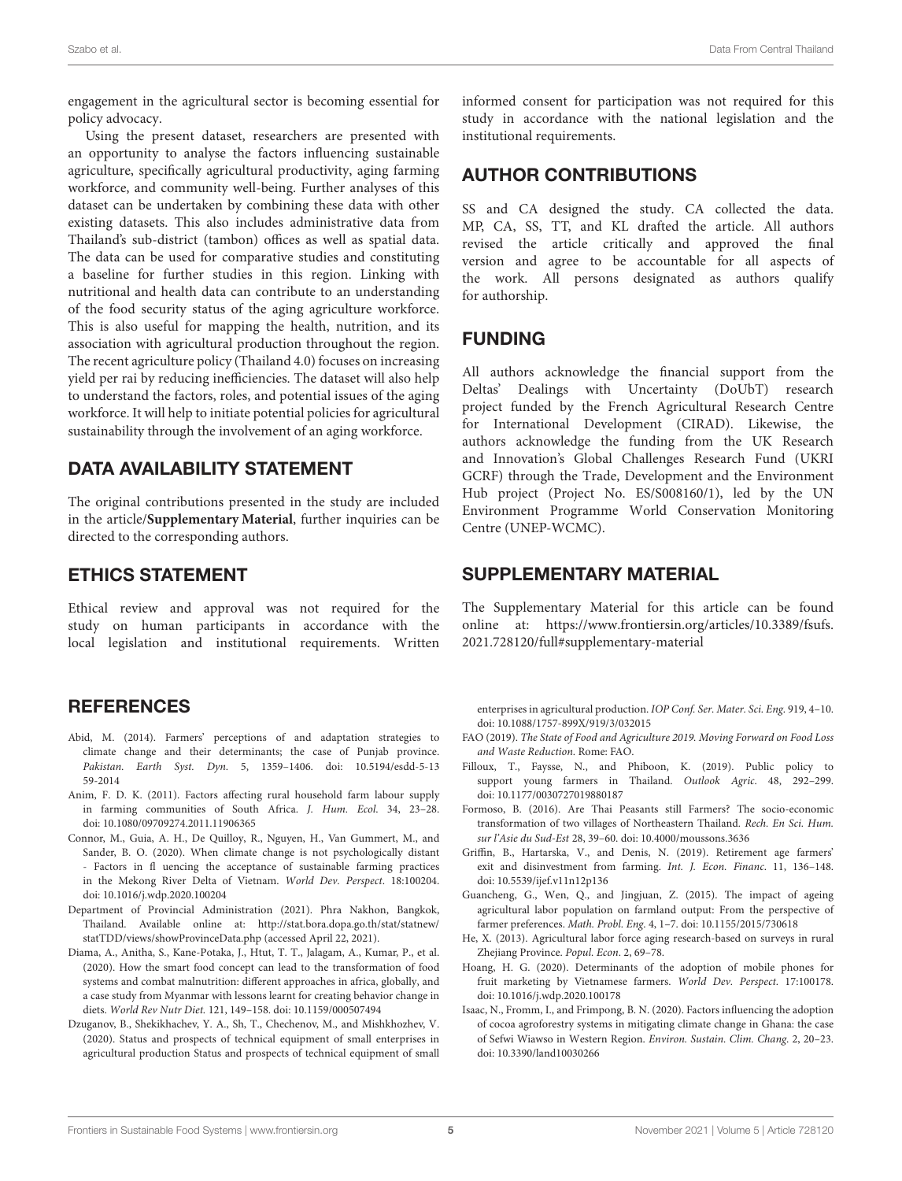engagement in the agricultural sector is becoming essential for policy advocacy.

Using the present dataset, researchers are presented with an opportunity to analyse the factors influencing sustainable agriculture, specifically agricultural productivity, aging farming workforce, and community well-being. Further analyses of this dataset can be undertaken by combining these data with other existing datasets. This also includes administrative data from Thailand's sub-district (tambon) offices as well as spatial data. The data can be used for comparative studies and constituting a baseline for further studies in this region. Linking with nutritional and health data can contribute to an understanding of the food security status of the aging agriculture workforce. This is also useful for mapping the health, nutrition, and its association with agricultural production throughout the region. The recent agriculture policy (Thailand 4.0) focuses on increasing yield per rai by reducing inefficiencies. The dataset will also help to understand the factors, roles, and potential issues of the aging workforce. It will help to initiate potential policies for agricultural sustainability through the involvement of an aging workforce.

## DATA AVAILABILITY STATEMENT

The original contributions presented in the study are included in the article/**Supplementary Material**, further inquiries can be directed to the corresponding authors.

## ETHICS STATEMENT

Ethical review and approval was not required for the study on human participants in accordance with the local legislation and institutional requirements. Written informed consent for participation was not required for this study in accordance with the national legislation and the institutional requirements.

## AUTHOR CONTRIBUTIONS

SS and CA designed the study. CA collected the data. MP, CA, SS, TT, and KL drafted the article. All authors revised the article critically and approved the final version and agree to be accountable for all aspects of the work. All persons designated as authors qualify for authorship.

## FUNDING

All authors acknowledge the financial support from the Deltas' Dealings with Uncertainty (DoUbT) research project funded by the French Agricultural Research Centre for International Development (CIRAD). Likewise, the authors acknowledge the funding from the UK Research and Innovation's Global Challenges Research Fund (UKRI GCRF) through the Trade, Development and the Environment Hub project (Project No. ES/S008160/1), led by the UN Environment Programme World Conservation Monitoring Centre (UNEP-WCMC).

## SUPPLEMENTARY MATERIAL

The Supplementary Material for this article can be found online at: https://www.frontiersin.org/articles/10.3389/fsufs.2021.728120/full#supplementary-material

## REFERENCES

Abid, M. (2014). Farmers' perceptions of and adaptation strategies to climate change and their determinants; the case of Punjab province. *Pakistan. Earth Syst. Dyn.* 5, 1359–1406. doi: 10.5194/esdd-5-1359-2014

Anim, F. D. K. (2011). Factors affecting rural household farm labour supply in farming communities of South Africa. *J. Hum. Ecol.* 34, 23–28. doi: 10.1080/09709274.2011.11906365

Connor, M., Guia, A. H., De Quilloy, R., Nguyen, H., Van Gummert, M., and Sander, B. O. (2020). When climate change is not psychologically distant - Factors in fl uencing the acceptance of sustainable farming practices in the Mekong River Delta of Vietnam. *World Dev. Perspect.* 18:100204. doi: 10.1016/j.wdp.2020.100204

Department of Provincial Administration (2021). Phra Nakhon, Bangkok, Thailand. Available online at: http://stat.bora.dopa.go.th/stat/statnew/statTDD/views/showProvinceData.php (accessed April 22, 2021).

Diama, A., Anitha, S., Kane-Potaka, J., Htut, T. T., Jalagam, A., Kumar, P., et al. (2020). How the smart food concept can lead to the transformation of food systems and combat malnutrition: different approaches in africa, globally, and a case study from Myanmar with lessons learnt for creating behavior change in diets. *World Rev Nutr Diet.* 121, 149–158. doi: 10.1159/000507494

Dzuganov, B., Shekikhachev, Y. A., Sh, T., Chechenov, M., and Mishkhozhev, V. (2020). Status and prospects of technical equipment of small enterprises in agricultural production Status and prospects of technical equipment of small enterprises in agricultural production. *IOP Conf. Ser. Mater. Sci. Eng.* 919, 4–10. doi: 10.1088/1757-899X/919/3/032015

FAO (2019). *The State of Food and Agriculture 2019. Moving Forward on Food Loss and Waste Reduction*. Rome: FAO.

Filloux, T., Faysse, N., and Phiboon, K. (2019). Public policy to support young farmers in Thailand. *Outlook Agric.* 48, 292–299. doi: 10.1177/0030727019880187

Formoso, B. (2016). Are Thai Peasants still Farmers? The socio-economic transformation of two villages of Northeastern Thailand. *Rech. En Sci. Hum. sur l'Asie du Sud-Est* 28, 39–60. doi: 10.4000/moussons.3636

Griffin, B., Hartarska, V., and Denis, N. (2019). Retirement age farmers' exit and disinvestment from farming. *Int. J. Econ. Financ.* 11, 136–148. doi: 10.5539/ijef.v11n12p136

Guancheng, G., Wen, Q., and Jingjuan, Z. (2015). The impact of ageing agricultural labor population on farmland output: From the perspective of farmer preferences. *Math. Probl. Eng.* 4, 1–7. doi: 10.1155/2015/730618

He, X. (2013). Agricultural labor force aging research-based on surveys in rural Zhejiang Province. *Popul. Econ.* 2, 69–78.

Hoang, H. G. (2020). Determinants of the adoption of mobile phones for fruit marketing by Vietnamese farmers. *World Dev. Perspect.* 17:100178. doi: 10.1016/j.wdp.2020.100178

Isaac, N., Fromm, I., and Frimpong, B. N. (2020). Factors influencing the adoption of cocoa agroforestry systems in mitigating climate change in Ghana: the case of Sefwi Wiawso in Western Region. *Environ. Sustain. Clim. Chang.* 2, 20–23. doi: 10.3390/land10030266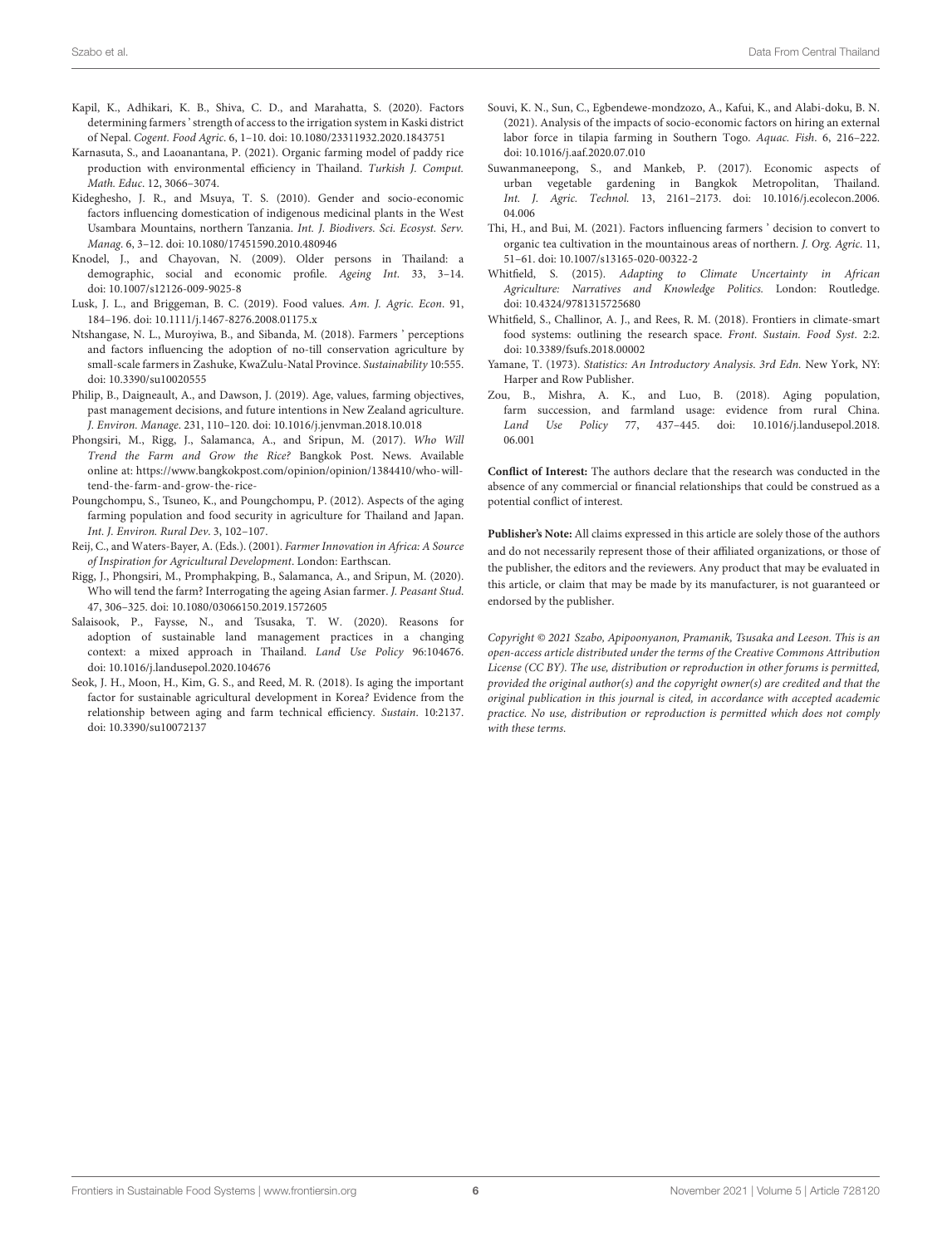Kapil, K., Adhikari, K. B., Shiva, C. D., and Marahatta, S. (2020). Factors determining farmers ' strength of access to the irrigation system in Kaski district of Nepal. *Cogent. Food Agric*. 6, 1–10. doi: 10.1080/23311932.2020.1843751

Karnasuta, S., and Laoanantana, P. (2021). Organic farming model of paddy rice production with environmental efficiency in Thailand. *Turkish J. Comput. Math. Educ*. 12, 3066–3074.

Kideghesho, J. R., and Msuya, T. S. (2010). Gender and socio-economic factors influencing domestication of indigenous medicinal plants in the West Usambara Mountains, northern Tanzania. *Int. J. Biodivers. Sci. Ecosyst. Serv. Manag*. 6, 3–12. doi: 10.1080/17451590.2010.480946

Knodel, J., and Chayovan, N. (2009). Older persons in Thailand: a demographic, social and economic profile. *Ageing Int*. 33, 3–14. doi: 10.1007/s12126-009-9025-8

Lusk, J. L., and Briggeman, B. C. (2019). Food values. *Am. J. Agric. Econ*. 91, 184–196. doi: 10.1111/j.1467-8276.2008.01175.x

Ntshangase, N. L., Muroyiwa, B., and Sibanda, M. (2018). Farmers ' perceptions and factors influencing the adoption of no-till conservation agriculture by small-scale farmers in Zashuke, KwaZulu-Natal Province. *Sustainability* 10:555. doi: 10.3390/su10020555

Philip, B., Daigneault, A., and Dawson, J. (2019). Age, values, farming objectives, past management decisions, and future intentions in New Zealand agriculture. *J. Environ. Manage*. 231, 110–120. doi: 10.1016/j.jenvman.2018.10.018

Phongsiri, M., Rigg, J., Salamanca, A., and Sripun, M. (2017). *Who Will Trend the Farm and Grow the Rice?* Bangkok Post. News. Available online at: https://www.bangkokpost.com/opinion/opinion/1384410/who-will-tend-the-farm-and-grow-the-rice-

Poungchompu, S., Tsuneo, K., and Poungchompu, P. (2012). Aspects of the aging farming population and food security in agriculture for Thailand and Japan. *Int. J. Environ. Rural Dev*. 3, 102–107.

Reij, C., and Waters-Bayer, A. (Eds.). (2001). *Farmer Innovation in Africa: A Source of Inspiration for Agricultural Development*. London: Earthscan.

Rigg, J., Phongsiri, M., Promphakping, B., Salamanca, A., and Sripun, M. (2020). Who will tend the farm? Interrogating the ageing Asian farmer. *J. Peasant Stud*. 47, 306–325. doi: 10.1080/03066150.2019.1572605

Salaisook, P., Faysse, N., and Tsusaka, T. W. (2020). Reasons for adoption of sustainable land management practices in a changing context: a mixed approach in Thailand. *Land Use Policy* 96:104676. doi: 10.1016/j.landusepol.2020.104676

Seok, J. H., Moon, H., Kim, G. S., and Reed, M. R. (2018). Is aging the important factor for sustainable agricultural development in Korea? Evidence from the relationship between aging and farm technical efficiency. *Sustain*. 10:2137. doi: 10.3390/su10072137

Souvi, K. N., Sun, C., Egbendewe-mondzozo, A., Kafui, K., and Alabi-doku, B. N. (2021). Analysis of the impacts of socio-economic factors on hiring an external labor force in tilapia farming in Southern Togo. *Aquac. Fish*. 6, 216–222. doi: 10.1016/j.aaf.2020.07.010

Suwanmaneepong, S., and Mankeb, P. (2017). Economic aspects of urban vegetable gardening in Bangkok Metropolitan, Thailand. *Int. J. Agric. Technol.* 13, 2161–2173. doi: 10.1016/j.ecolecon.2006.04.006

Thi, H., and Bui, M. (2021). Factors influencing farmers ' decision to convert to organic tea cultivation in the mountainous areas of northern. *J. Org. Agric*. 11, 51–61. doi: 10.1007/s13165-020-00322-2

Whitfield, S. (2015). *Adapting to Climate Uncertainty in African Agriculture: Narratives and Knowledge Politics.* London: Routledge. doi: 10.4324/9781315725680

Whitfield, S., Challinor, A. J., and Rees, R. M. (2018). Frontiers in climate-smart food systems: outlining the research space. *Front. Sustain. Food Syst*. 2:2. doi: 10.3389/fsufs.2018.00002

Yamane, T. (1973). *Statistics: An Introductory Analysis. 3rd Edn.* New York, NY: Harper and Row Publisher.

Zou, B., Mishra, A. K., and Luo, B. (2018). Aging population, farm succession, and farmland usage: evidence from rural China. *Land Use Policy* 77, 437–445. doi: 10.1016/j.landusepol.2018.06.001

**Conflict of Interest:** The authors declare that the research was conducted in the absence of any commercial or financial relationships that could be construed as a potential conflict of interest.

**Publisher's Note:** All claims expressed in this article are solely those of the authors and do not necessarily represent those of their affiliated organizations, or those of the publisher, the editors and the reviewers. Any product that may be evaluated in this article, or claim that may be made by its manufacturer, is not guaranteed or endorsed by the publisher.

*Copyright © 2021 Szabo, Apipoonyanon, Pramanik, Tsusaka and Leeson. This is an open-access article distributed under the terms of the Creative Commons Attribution License (CC BY). The use, distribution or reproduction in other forums is permitted, provided the original author(s) and the copyright owner(s) are credited and that the original publication in this journal is cited, in accordance with accepted academic practice. No use, distribution or reproduction is permitted which does not comply with these terms.*